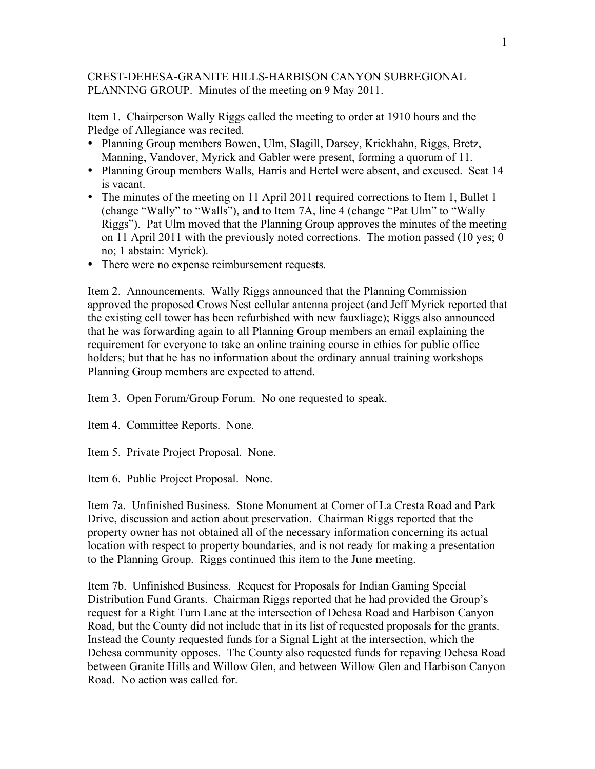CREST-DEHESA-GRANITE HILLS-HARBISON CANYON SUBREGIONAL PLANNING GROUP. Minutes of the meeting on 9 May 2011.

Item 1. Chairperson Wally Riggs called the meeting to order at 1910 hours and the Pledge of Allegiance was recited.

- Planning Group members Bowen, Ulm, Slagill, Darsey, Krickhahn, Riggs, Bretz, Manning, Vandover, Myrick and Gabler were present, forming a quorum of 11.
- Planning Group members Walls, Harris and Hertel were absent, and excused. Seat 14 is vacant.
- The minutes of the meeting on 11 April 2011 required corrections to Item 1, Bullet 1 (change "Wally" to "Walls"), and to Item 7A, line 4 (change "Pat Ulm" to "Wally Riggs"). Pat Ulm moved that the Planning Group approves the minutes of the meeting on 11 April 2011 with the previously noted corrections. The motion passed (10 yes; 0 no; 1 abstain: Myrick).
- There were no expense reimbursement requests.

Item 2. Announcements. Wally Riggs announced that the Planning Commission approved the proposed Crows Nest cellular antenna project (and Jeff Myrick reported that the existing cell tower has been refurbished with new fauxliage); Riggs also announced that he was forwarding again to all Planning Group members an email explaining the requirement for everyone to take an online training course in ethics for public office holders; but that he has no information about the ordinary annual training workshops Planning Group members are expected to attend.

Item 3. Open Forum/Group Forum. No one requested to speak.

Item 4. Committee Reports. None.

Item 5. Private Project Proposal. None.

Item 6. Public Project Proposal. None.

Item 7a. Unfinished Business. Stone Monument at Corner of La Cresta Road and Park Drive, discussion and action about preservation. Chairman Riggs reported that the property owner has not obtained all of the necessary information concerning its actual location with respect to property boundaries, and is not ready for making a presentation to the Planning Group. Riggs continued this item to the June meeting.

Item 7b. Unfinished Business. Request for Proposals for Indian Gaming Special Distribution Fund Grants. Chairman Riggs reported that he had provided the Group's request for a Right Turn Lane at the intersection of Dehesa Road and Harbison Canyon Road, but the County did not include that in its list of requested proposals for the grants. Instead the County requested funds for a Signal Light at the intersection, which the Dehesa community opposes. The County also requested funds for repaving Dehesa Road between Granite Hills and Willow Glen, and between Willow Glen and Harbison Canyon Road. No action was called for.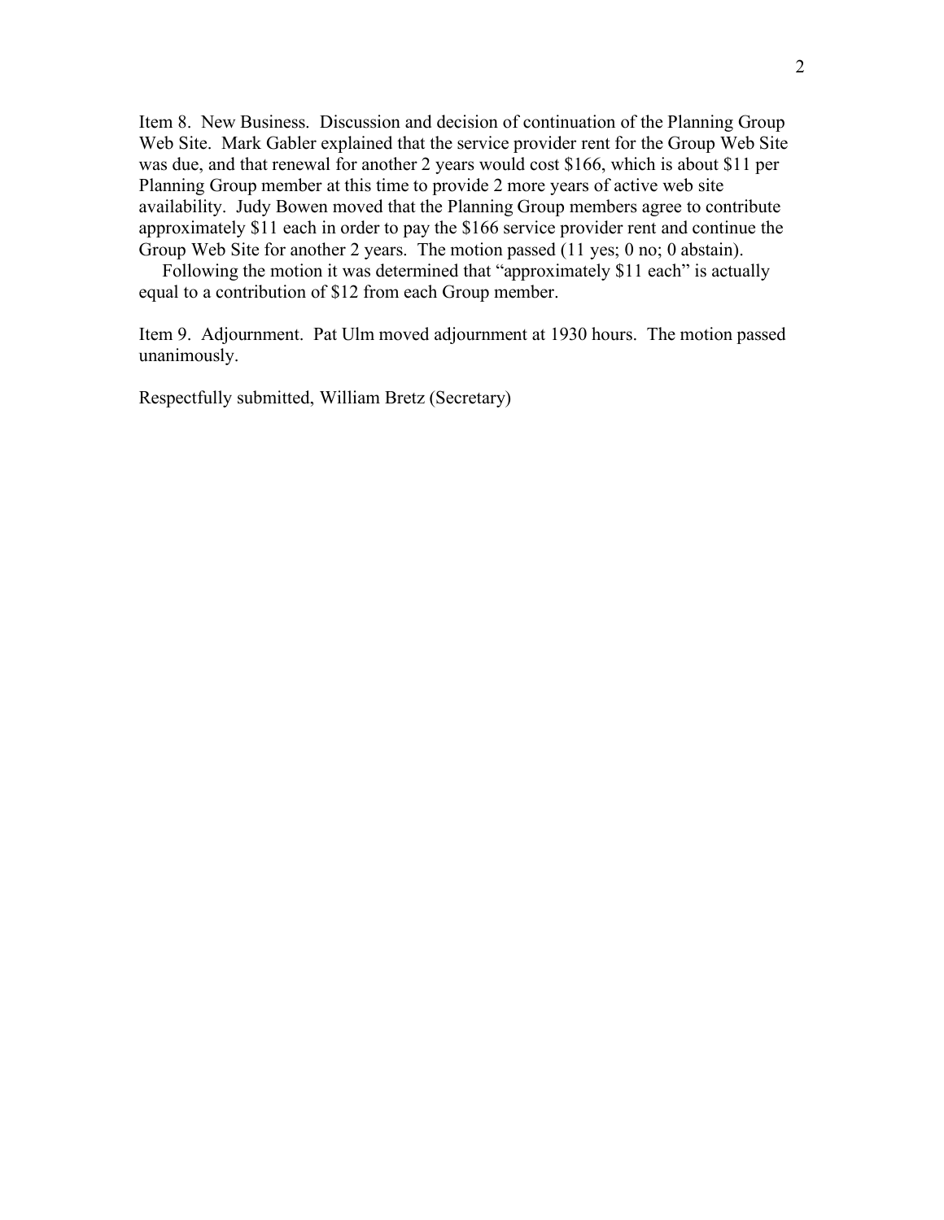Item 8. New Business. Discussion and decision of continuation of the Planning Group Web Site. Mark Gabler explained that the service provider rent for the Group Web Site was due, and that renewal for another 2 years would cost $166, which is about $11 per Planning Group member at this time to provide 2 more years of active web site availability. Judy Bowen moved that the Planning Group members agree to contribute approximately $11 each in order to pay the $166 service provider rent and continue the Group Web Site for another 2 years. The motion passed (11 yes; 0 no; 0 abstain).

Following the motion it was determined that "approximately $11 each" is actually equal to a contribution of $12 from each Group member.

Item 9. Adjournment. Pat Ulm moved adjournment at 1930 hours. The motion passed unanimously.

Respectfully submitted, William Bretz (Secretary)